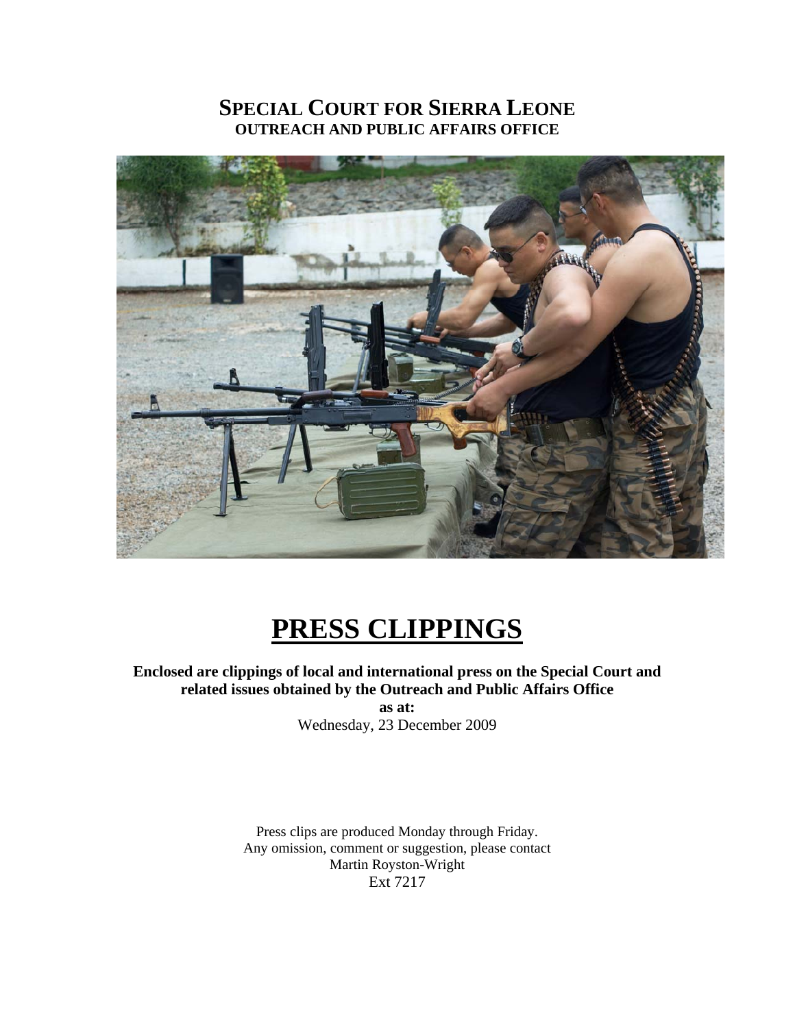# SPECIAL COURT FOR SIERRA LEONE
## OUTREACH AND PUBLIC AFFAIRS OFFICE

# PRESS CLIPPINGS

**Enclosed are clippings of local and international press on the Special Court and related issues obtained by the Outreach and Public Affairs Office**

**as at:**

Wednesday, 23 December 2009

Press clips are produced Monday through Friday.
Any omission, comment or suggestion, please contact
Martin Royston-Wright
Ext 7217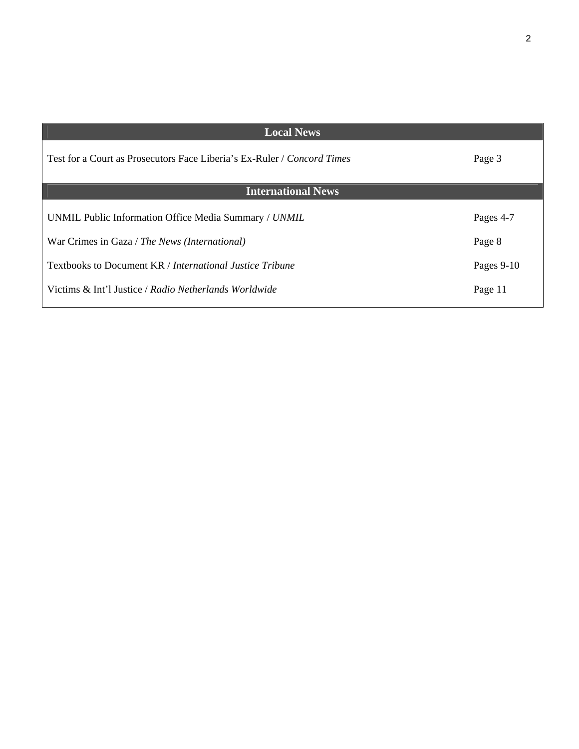## Local News

| | |
|---|---|
| Test for a Court as Prosecutors Face Liberia's Ex-Ruler / *Concord Times* | Page 3 |

## International News

| | |
|---|---|
| UNMIL Public Information Office Media Summary / *UNMIL* | Pages 4-7 |
| War Crimes in Gaza / *The News (International)* | Page 8 |
| Textbooks to Document KR / *International Justice Tribune* | Pages 9-10 |
| Victims & Int'l Justice / *Radio Netherlands Worldwide* | Page 11 |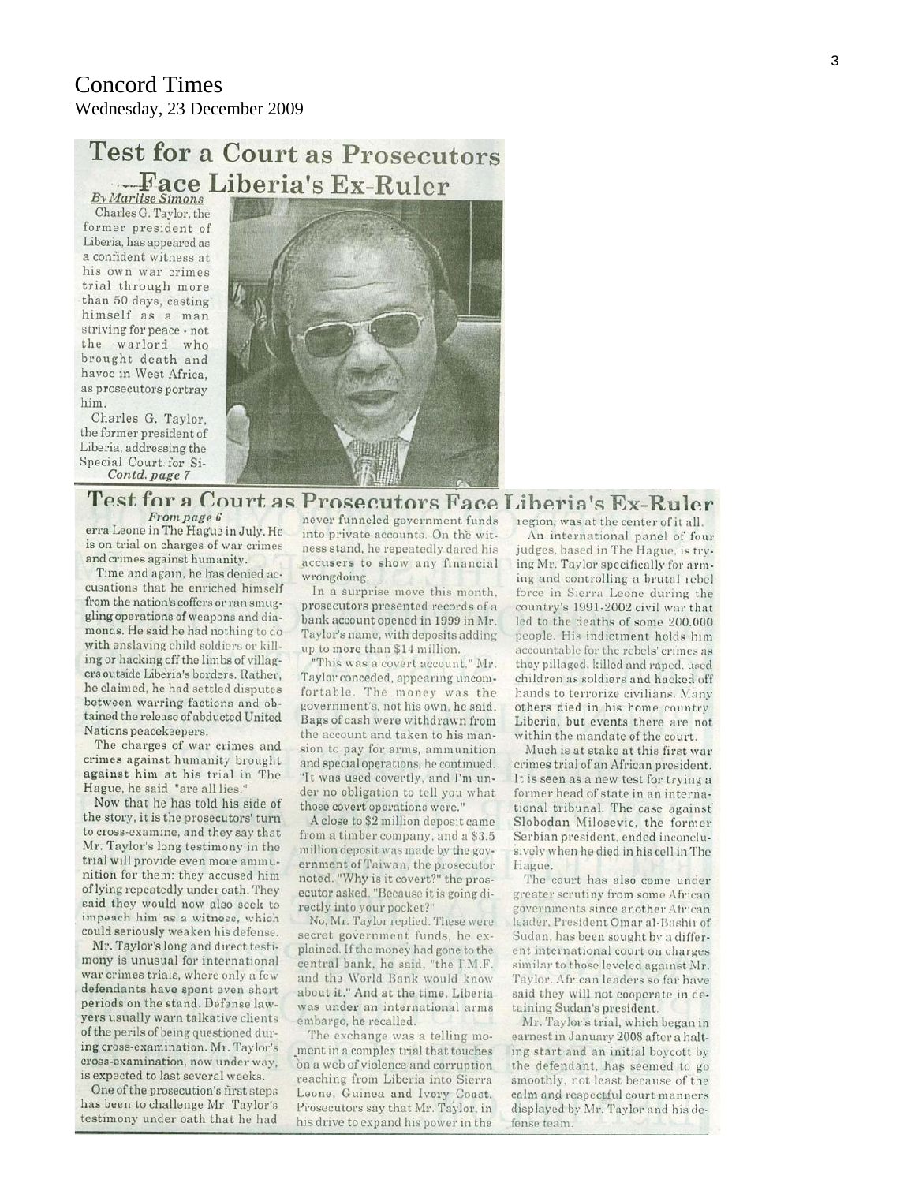# Concord Times

Wednesday, 23 December 2009

## Test for a Court as Prosecutors Face Liberia's Ex-Ruler

*By Marlise Simons*

Charles G. Taylor, the former president of Liberia, has appeared as a confident witness at his own war crimes trial through more than 50 days, casting himself as a man striving for peace - not the warlord who brought death and havoc in West Africa, as prosecutors portray him.

Charles G. Taylor, the former president of Liberia, addressing the Special Court for Si-

*Contd. page 7*

## Test for a Court as Prosecutors Face Liberia's Ex-Ruler

*From page 6*

erra Leone in The Hague in July. He is on trial on charges of war crimes and crimes against humanity.

Time and again, he has denied accusations that he enriched himself from the nation's coffers or ran smuggling operations of weapons and diamonds. He said he had nothing to do with enslaving child soldiers or killing or hacking off the limbs of villagers outside Liberia's borders. Rather, he claimed, he had settled disputes between warring factions and obtained the release of abducted United Nations peacekeepers.

The charges of war crimes and crimes against humanity brought against him at his trial in The Hague, he said, "are all lies."

Now that he has told his side of the story, it is the prosecutors' turn to cross-examine, and they say that Mr. Taylor's long testimony in the trial will provide even more ammunition for them; they accused him of lying repeatedly under oath. They said they would now also seek to impeach him as a witness, which could seriously weaken his defense.

Mr. Taylor's long and direct testimony is unusual for international war crimes trials, where only a few defendants have spent even short periods on the stand. Defense lawyers usually warn talkative clients of the perils of being questioned during cross-examination. Mr. Taylor's cross-examination, now under way, is expected to last several weeks.

One of the prosecution's first steps has been to challenge Mr. Taylor's testimony under oath that he had never funneled government funds into private accounts. On the witness stand, he repeatedly dared his accusers to show any financial wrongdoing.

In a surprise move this month, prosecutors presented records of a bank account opened in 1999 in Mr. Taylor's name, with deposits adding up to more than $14 million.

"This was a covert account," Mr. Taylor conceded, appearing uncomfortable. The money was the government's, not his own, he said. Bags of cash were withdrawn from the account and taken to his mansion to pay for arms, ammunition and special operations, he continued. "It was used covertly, and I'm under no obligation to tell you what those covert operations were."

A close to $2 million deposit came from a timber company, and a $3.5 million deposit was made by the government of Taiwan, the prosecutor noted. "Why is it covert?" the prosecutor asked. "Because it is going directly into your pocket?"

No, Mr. Taylor replied. These were secret government funds, he explained. If the money had gone to the central bank, he said, "the I.M.F. and the World Bank would know about it." And at the time, Liberia was under an international arms embargo, he recalled.

The exchange was a telling moment in a complex trial that touches on a web of violence and corruption reaching from Liberia into Sierra Leone, Guinea and Ivory Coast. Prosecutors say that Mr. Taylor, in his drive to expand his power in the region, was at the center of it all.

An international panel of four judges, based in The Hague, is trying Mr. Taylor specifically for arming and controlling a brutal rebel force in Sierra Leone during the country's 1991-2002 civil war that led to the deaths of some 200,000 people. His indictment holds him accountable for the rebels' crimes as they pillaged, killed and raped, used children as soldiers and hacked off hands to terrorize civilians. Many others died in his home country, Liberia, but events there are not within the mandate of the court.

Much is at stake at this first war crimes trial of an African president. It is seen as a new test for trying a former head of state in an international tribunal. The case against Slobodan Milosevic, the former Serbian president, ended inconclusively when he died in his cell in The Hague.

The court has also come under greater scrutiny from some African governments since another African leader, President Omar al-Bashir of Sudan, has been sought by a different international court on charges similar to those leveled against Mr. Taylor. African leaders so far have said they will not cooperate in detaining Sudan's president.

Mr. Taylor's trial, which began in earnest in January 2008 after a halting start and an initial boycott by the defendant, has seemed to go smoothly, not least because of the calm and respectful court manners displayed by Mr. Taylor and his defense team.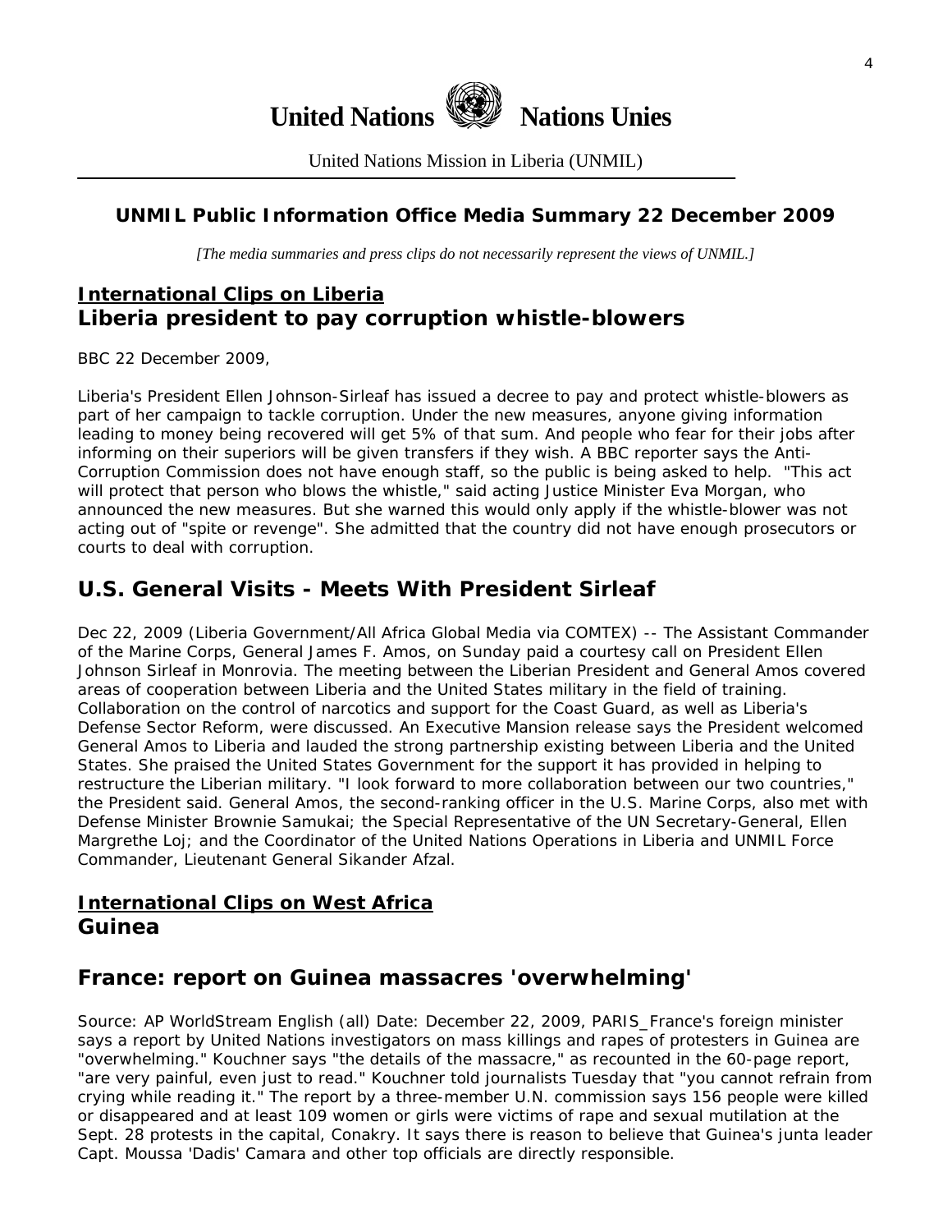# United Nations Nations Unies

United Nations Mission in Liberia (UNMIL)

## UNMIL Public Information Office Media Summary 22 December 2009

*[The media summaries and press clips do not necessarily represent the views of UNMIL.]*

## International Clips on Liberia

## Liberia president to pay corruption whistle-blowers

BBC 22 December 2009,

Liberia's President Ellen Johnson-Sirleaf has issued a decree to pay and protect whistle-blowers as part of her campaign to tackle corruption. Under the new measures, anyone giving information leading to money being recovered will get 5% of that sum. And people who fear for their jobs after informing on their superiors will be given transfers if they wish. A BBC reporter says the Anti-Corruption Commission does not have enough staff, so the public is being asked to help. "This act will protect that person who blows the whistle," said acting Justice Minister Eva Morgan, who announced the new measures. But she warned this would only apply if the whistle-blower was not acting out of "spite or revenge". She admitted that the country did not have enough prosecutors or courts to deal with corruption.

## U.S. General Visits - Meets With President Sirleaf

Dec 22, 2009 (Liberia Government/All Africa Global Media via COMTEX) -- The Assistant Commander of the Marine Corps, General James F. Amos, on Sunday paid a courtesy call on President Ellen Johnson Sirleaf in Monrovia. The meeting between the Liberian President and General Amos covered areas of cooperation between Liberia and the United States military in the field of training. Collaboration on the control of narcotics and support for the Coast Guard, as well as Liberia's Defense Sector Reform, were discussed. An Executive Mansion release says the President welcomed General Amos to Liberia and lauded the strong partnership existing between Liberia and the United States. She praised the United States Government for the support it has provided in helping to restructure the Liberian military. "I look forward to more collaboration between our two countries," the President said. General Amos, the second-ranking officer in the U.S. Marine Corps, also met with Defense Minister Brownie Samukai; the Special Representative of the UN Secretary-General, Ellen Margrethe Loj; and the Coordinator of the United Nations Operations in Liberia and UNMIL Force Commander, Lieutenant General Sikander Afzal.

## International Clips on West Africa

### Guinea

## France: report on Guinea massacres 'overwhelming'

Source: AP WorldStream English (all) Date: December 22, 2009, PARIS_France's foreign minister says a report by United Nations investigators on mass killings and rapes of protesters in Guinea are "overwhelming." Kouchner says "the details of the massacre," as recounted in the 60-page report, "are very painful, even just to read." Kouchner told journalists Tuesday that "you cannot refrain from crying while reading it." The report by a three-member U.N. commission says 156 people were killed or disappeared and at least 109 women or girls were victims of rape and sexual mutilation at the Sept. 28 protests in the capital, Conakry. It says there is reason to believe that Guinea's junta leader Capt. Moussa 'Dadis' Camara and other top officials are directly responsible.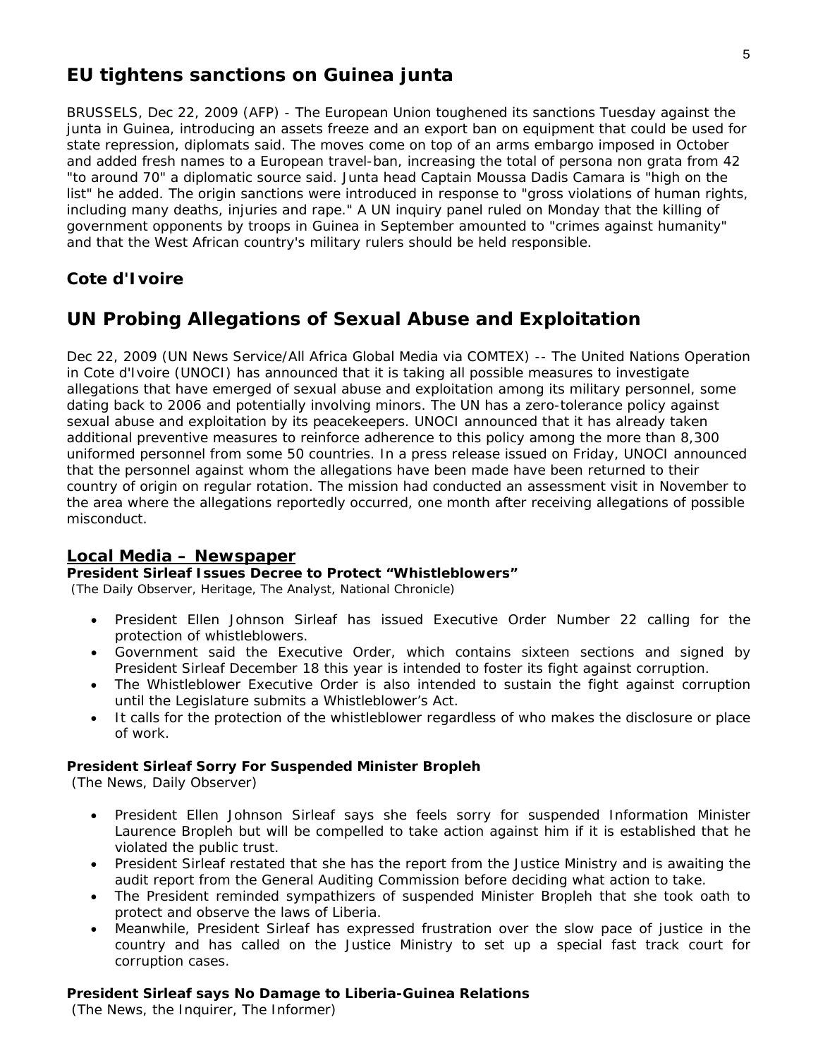## EU tightens sanctions on Guinea junta

BRUSSELS, Dec 22, 2009 (AFP) - The European Union toughened its sanctions Tuesday against the junta in Guinea, introducing an assets freeze and an export ban on equipment that could be used for state repression, diplomats said. The moves come on top of an arms embargo imposed in October and added fresh names to a European travel-ban, increasing the total of persona non grata from 42 "to around 70" a diplomatic source said. Junta head Captain Moussa Dadis Camara is "high on the list" he added. The origin sanctions were introduced in response to "gross violations of human rights, including many deaths, injuries and rape." A UN inquiry panel ruled on Monday that the killing of government opponents by troops in Guinea in September amounted to "crimes against humanity" and that the West African country's military rulers should be held responsible.

### Cote d'Ivoire

## UN Probing Allegations of Sexual Abuse and Exploitation

Dec 22, 2009 (UN News Service/All Africa Global Media via COMTEX) -- The United Nations Operation in Cote d'Ivoire (UNOCI) has announced that it is taking all possible measures to investigate allegations that have emerged of sexual abuse and exploitation among its military personnel, some dating back to 2006 and potentially involving minors. The UN has a zero-tolerance policy against sexual abuse and exploitation by its peacekeepers. UNOCI announced that it has already taken additional preventive measures to reinforce adherence to this policy among the more than 8,300 uniformed personnel from some 50 countries. In a press release issued on Friday, UNOCI announced that the personnel against whom the allegations have been made have been returned to their country of origin on regular rotation. The mission had conducted an assessment visit in November to the area where the allegations reportedly occurred, one month after receiving allegations of possible misconduct.

### Local Media – Newspaper

**President Sirleaf Issues Decree to Protect "Whistleblowers"**
(The Daily Observer, Heritage, The Analyst, National Chronicle)

- President Ellen Johnson Sirleaf has issued Executive Order Number 22 calling for the protection of whistleblowers.
- Government said the Executive Order, which contains sixteen sections and signed by President Sirleaf December 18 this year is intended to foster its fight against corruption.
- The Whistleblower Executive Order is also intended to sustain the fight against corruption until the Legislature submits a Whistleblower's Act.
- It calls for the protection of the whistleblower regardless of who makes the disclosure or place of work.

**President Sirleaf Sorry For Suspended Minister Bropleh**
(The News, Daily Observer)

- President Ellen Johnson Sirleaf says she feels sorry for suspended Information Minister Laurence Bropleh but will be compelled to take action against him if it is established that he violated the public trust.
- President Sirleaf restated that she has the report from the Justice Ministry and is awaiting the audit report from the General Auditing Commission before deciding what action to take.
- The President reminded sympathizers of suspended Minister Bropleh that she took oath to protect and observe the laws of Liberia.
- Meanwhile, President Sirleaf has expressed frustration over the slow pace of justice in the country and has called on the Justice Ministry to set up a special fast track court for corruption cases.

**President Sirleaf says No Damage to Liberia-Guinea Relations**
(The News, the Inquirer, The Informer)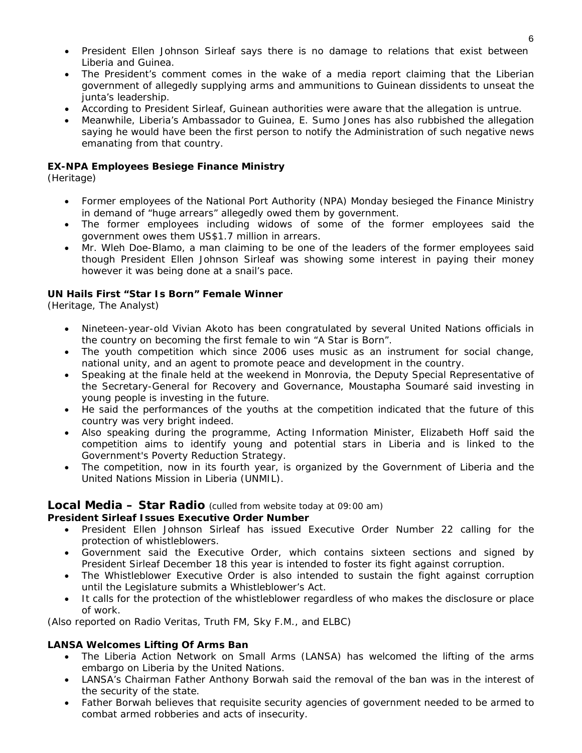- President Ellen Johnson Sirleaf says there is no damage to relations that exist between Liberia and Guinea.
- The President's comment comes in the wake of a media report claiming that the Liberian government of allegedly supplying arms and ammunitions to Guinean dissidents to unseat the junta's leadership.
- According to President Sirleaf, Guinean authorities were aware that the allegation is untrue.
- Meanwhile, Liberia's Ambassador to Guinea, E. Sumo Jones has also rubbished the allegation saying he would have been the first person to notify the Administration of such negative news emanating from that country.

**EX-NPA Employees Besiege Finance Ministry**
*(Heritage)*

- Former employees of the National Port Authority (NPA) Monday besieged the Finance Ministry in demand of "huge arrears" allegedly owed them by government.
- The former employees including widows of some of the former employees said the government owes them US$1.7 million in arrears.
- Mr. Wleh Doe-Blamo, a man claiming to be one of the leaders of the former employees said though President Ellen Johnson Sirleaf was showing some interest in paying their money however it was being done at a snail's pace.

**UN Hails First "Star Is Born" Female Winner**
*(Heritage, The Analyst)*

- Nineteen-year-old Vivian Akoto has been congratulated by several United Nations officials in the country on becoming the first female to win "A Star is Born".
- The youth competition which since 2006 uses music as an instrument for social change, national unity, and an agent to promote peace and development in the country.
- Speaking at the finale held at the weekend in Monrovia, the Deputy Special Representative of the Secretary-General for Recovery and Governance, Moustapha Soumaré said investing in young people is investing in the future.
- He said the performances of the youths at the competition indicated that the future of this country was very bright indeed.
- Also speaking during the programme, Acting Information Minister, Elizabeth Hoff said the competition aims to identify young and potential stars in Liberia and is linked to the Government's Poverty Reduction Strategy.
- The competition, now in its fourth year, is organized by the Government of Liberia and the United Nations Mission in Liberia (UNMIL).

## Local Media – Star Radio (culled from website today at 09:00 am)

**President Sirleaf Issues Executive Order Number**

- President Ellen Johnson Sirleaf has issued Executive Order Number 22 calling for the protection of whistleblowers.
- Government said the Executive Order, which contains sixteen sections and signed by President Sirleaf December 18 this year is intended to foster its fight against corruption.
- The Whistleblower Executive Order is also intended to sustain the fight against corruption until the Legislature submits a Whistleblower's Act.
- It calls for the protection of the whistleblower regardless of who makes the disclosure or place of work.

*(Also reported on Radio Veritas, Truth FM, Sky F.M., and ELBC)*

**LANSA Welcomes Lifting Of Arms Ban**

- The Liberia Action Network on Small Arms (LANSA) has welcomed the lifting of the arms embargo on Liberia by the United Nations.
- LANSA's Chairman Father Anthony Borwah said the removal of the ban was in the interest of the security of the state.
- Father Borwah believes that requisite security agencies of government needed to be armed to combat armed robberies and acts of insecurity.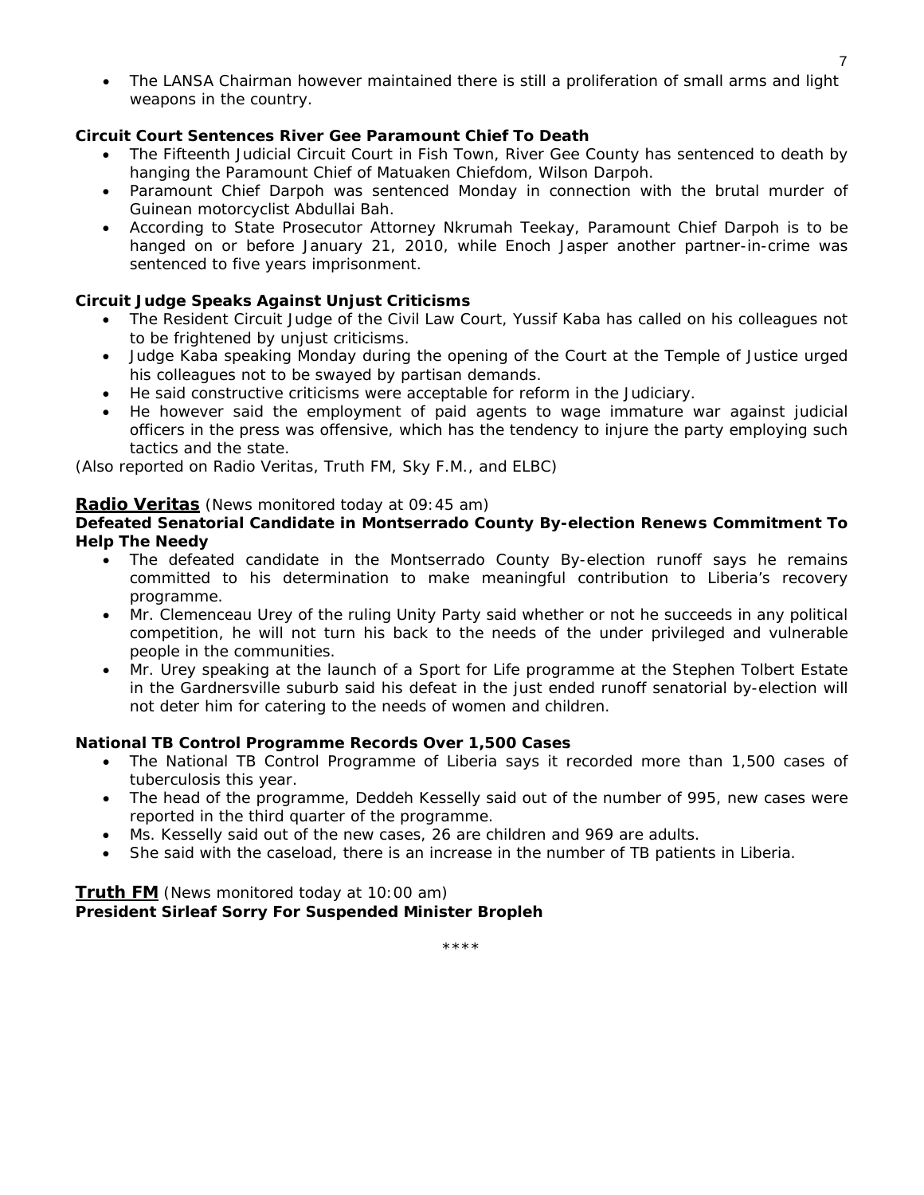- The LANSA Chairman however maintained there is still a proliferation of small arms and light weapons in the country.

**Circuit Court Sentences River Gee Paramount Chief To Death**

- The Fifteenth Judicial Circuit Court in Fish Town, River Gee County has sentenced to death by hanging the Paramount Chief of Matuaken Chiefdom, Wilson Darpoh.
- Paramount Chief Darpoh was sentenced Monday in connection with the brutal murder of Guinean motorcyclist Abdullai Bah.
- According to State Prosecutor Attorney Nkrumah Teekay, Paramount Chief Darpoh is to be hanged on or before January 21, 2010, while Enoch Jasper another partner-in-crime was sentenced to five years imprisonment.

**Circuit Judge Speaks Against Unjust Criticisms**

- The Resident Circuit Judge of the Civil Law Court, Yussif Kaba has called on his colleagues not to be frightened by unjust criticisms.
- Judge Kaba speaking Monday during the opening of the Court at the Temple of Justice urged his colleagues not to be swayed by partisan demands.
- He said constructive criticisms were acceptable for reform in the Judiciary.
- He however said the employment of paid agents to wage immature war against judicial officers in the press was offensive, which has the tendency to injure the party employing such tactics and the state.

*(Also reported on Radio Veritas, Truth FM, Sky F.M., and ELBC)*

**Radio Veritas** *(News monitored today at 09:45 am)*

**Defeated Senatorial Candidate in Montserrado County By-election Renews Commitment To Help The Needy**

- The defeated candidate in the Montserrado County By-election runoff says he remains committed to his determination to make meaningful contribution to Liberia's recovery programme.
- Mr. Clemenceau Urey of the ruling Unity Party said whether or not he succeeds in any political competition, he will not turn his back to the needs of the under privileged and vulnerable people in the communities.
- Mr. Urey speaking at the launch of a Sport for Life programme at the Stephen Tolbert Estate in the Gardnersville suburb said his defeat in the just ended runoff senatorial by-election will not deter him for catering to the needs of women and children.

**National TB Control Programme Records Over 1,500 Cases**

- The National TB Control Programme of Liberia says it recorded more than 1,500 cases of tuberculosis this year.
- The head of the programme, Deddeh Kesselly said out of the number of 995, new cases were reported in the third quarter of the programme.
- Ms. Kesselly said out of the new cases, 26 are children and 969 are adults.
- She said with the caseload, there is an increase in the number of TB patients in Liberia.

**Truth FM** *(News monitored today at 10:00 am)*

**President Sirleaf Sorry For Suspended Minister Bropleh**

\*\*\*\*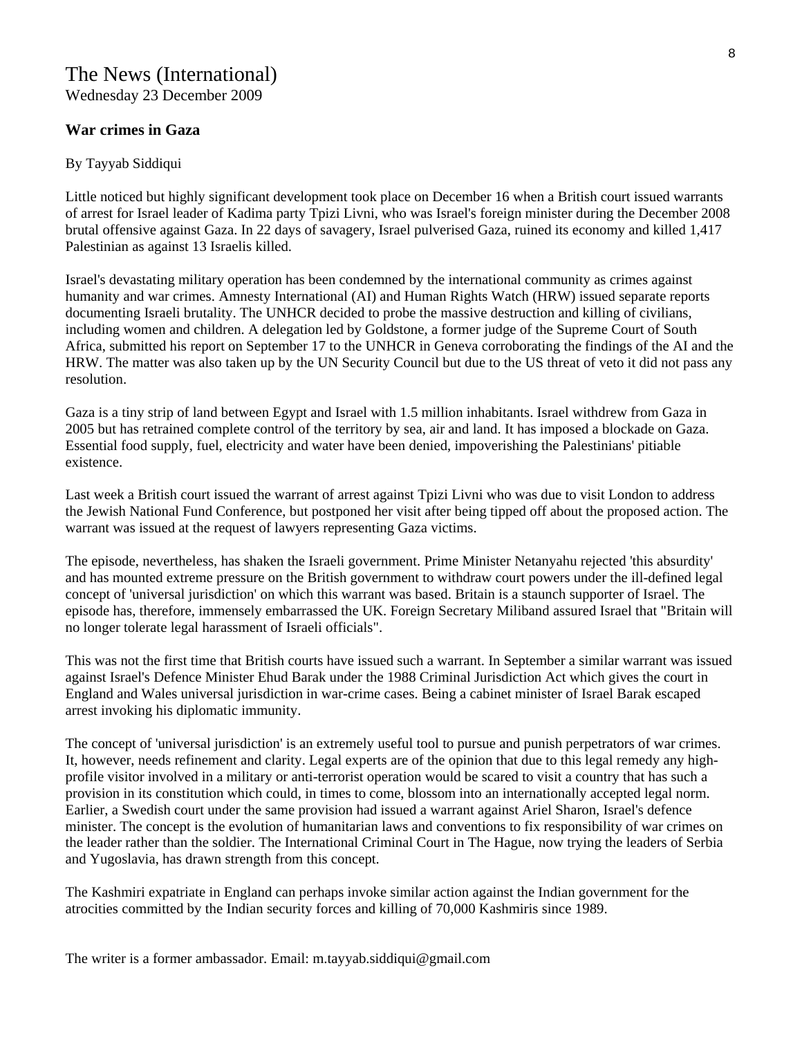The News (International)
Wednesday 23 December 2009

### War crimes in Gaza

By Tayyab Siddiqui

Little noticed but highly significant development took place on December 16 when a British court issued warrants of arrest for Israel leader of Kadima party Tpizi Livni, who was Israel's foreign minister during the December 2008 brutal offensive against Gaza. In 22 days of savagery, Israel pulverised Gaza, ruined its economy and killed 1,417 Palestinian as against 13 Israelis killed.

Israel's devastating military operation has been condemned by the international community as crimes against humanity and war crimes. Amnesty International (AI) and Human Rights Watch (HRW) issued separate reports documenting Israeli brutality. The UNHCR decided to probe the massive destruction and killing of civilians, including women and children. A delegation led by Goldstone, a former judge of the Supreme Court of South Africa, submitted his report on September 17 to the UNHCR in Geneva corroborating the findings of the AI and the HRW. The matter was also taken up by the UN Security Council but due to the US threat of veto it did not pass any resolution.

Gaza is a tiny strip of land between Egypt and Israel with 1.5 million inhabitants. Israel withdrew from Gaza in 2005 but has retrained complete control of the territory by sea, air and land. It has imposed a blockade on Gaza. Essential food supply, fuel, electricity and water have been denied, impoverishing the Palestinians' pitiable existence.

Last week a British court issued the warrant of arrest against Tpizi Livni who was due to visit London to address the Jewish National Fund Conference, but postponed her visit after being tipped off about the proposed action. The warrant was issued at the request of lawyers representing Gaza victims.

The episode, nevertheless, has shaken the Israeli government. Prime Minister Netanyahu rejected 'this absurdity' and has mounted extreme pressure on the British government to withdraw court powers under the ill-defined legal concept of 'universal jurisdiction' on which this warrant was based. Britain is a staunch supporter of Israel. The episode has, therefore, immensely embarrassed the UK. Foreign Secretary Miliband assured Israel that "Britain will no longer tolerate legal harassment of Israeli officials".

This was not the first time that British courts have issued such a warrant. In September a similar warrant was issued against Israel's Defence Minister Ehud Barak under the 1988 Criminal Jurisdiction Act which gives the court in England and Wales universal jurisdiction in war-crime cases. Being a cabinet minister of Israel Barak escaped arrest invoking his diplomatic immunity.

The concept of 'universal jurisdiction' is an extremely useful tool to pursue and punish perpetrators of war crimes. It, however, needs refinement and clarity. Legal experts are of the opinion that due to this legal remedy any high-profile visitor involved in a military or anti-terrorist operation would be scared to visit a country that has such a provision in its constitution which could, in times to come, blossom into an internationally accepted legal norm. Earlier, a Swedish court under the same provision had issued a warrant against Ariel Sharon, Israel's defence minister. The concept is the evolution of humanitarian laws and conventions to fix responsibility of war crimes on the leader rather than the soldier. The International Criminal Court in The Hague, now trying the leaders of Serbia and Yugoslavia, has drawn strength from this concept.

The Kashmiri expatriate in England can perhaps invoke similar action against the Indian government for the atrocities committed by the Indian security forces and killing of 70,000 Kashmiris since 1989.

The writer is a former ambassador. Email: m.tayyab.siddiqui@gmail.com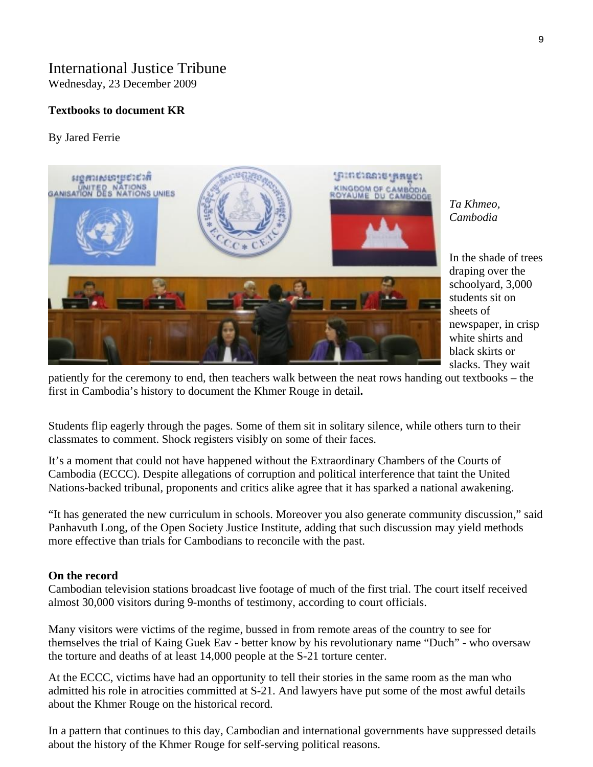International Justice Tribune
Wednesday, 23 December 2009

**Textbooks to document KR**

By Jared Ferrie

*Ta Khmeo, Cambodia*

In the shade of trees draping over the schoolyard, 3,000 students sit on sheets of newspaper, in crisp white shirts and black skirts or slacks. They wait patiently for the ceremony to end, then teachers walk between the neat rows handing out textbooks – the first in Cambodia's history to document the Khmer Rouge in detail**.**

Students flip eagerly through the pages. Some of them sit in solitary silence, while others turn to their classmates to comment. Shock registers visibly on some of their faces.

It's a moment that could not have happened without the Extraordinary Chambers of the Courts of Cambodia (ECCC). Despite allegations of corruption and political interference that taint the United Nations-backed tribunal, proponents and critics alike agree that it has sparked a national awakening.

"It has generated the new curriculum in schools. Moreover you also generate community discussion," said Panhavuth Long, of the Open Society Justice Institute, adding that such discussion may yield methods more effective than trials for Cambodians to reconcile with the past.

**On the record**

Cambodian television stations broadcast live footage of much of the first trial. The court itself received almost 30,000 visitors during 9-months of testimony, according to court officials.

Many visitors were victims of the regime, bussed in from remote areas of the country to see for themselves the trial of Kaing Guek Eav - better know by his revolutionary name "Duch" - who oversaw the torture and deaths of at least 14,000 people at the S-21 torture center.

At the ECCC, victims have had an opportunity to tell their stories in the same room as the man who admitted his role in atrocities committed at S-21. And lawyers have put some of the most awful details about the Khmer Rouge on the historical record.

In a pattern that continues to this day, Cambodian and international governments have suppressed details about the history of the Khmer Rouge for self-serving political reasons.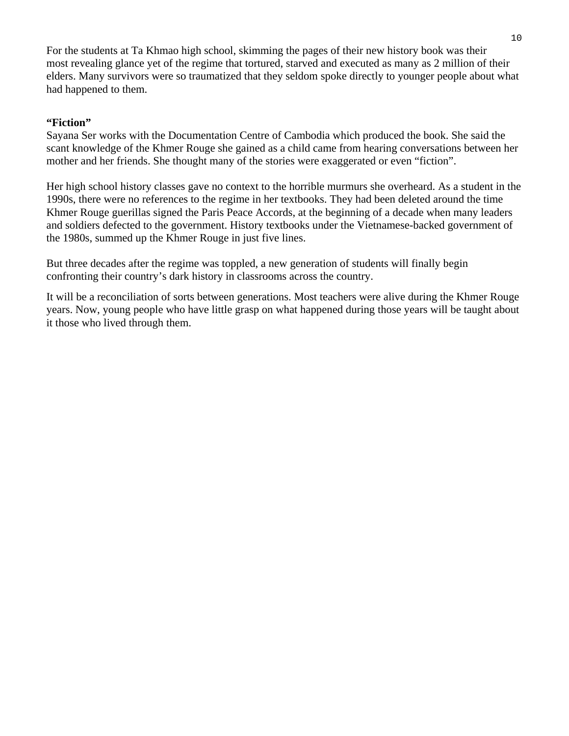For the students at Ta Khmao high school, skimming the pages of their new history book was their most revealing glance yet of the regime that tortured, starved and executed as many as 2 million of their elders. Many survivors were so traumatized that they seldom spoke directly to younger people about what had happened to them.

**"Fiction"**

Sayana Ser works with the Documentation Centre of Cambodia which produced the book. She said the scant knowledge of the Khmer Rouge she gained as a child came from hearing conversations between her mother and her friends. She thought many of the stories were exaggerated or even "fiction".

Her high school history classes gave no context to the horrible murmurs she overheard. As a student in the 1990s, there were no references to the regime in her textbooks. They had been deleted around the time Khmer Rouge guerillas signed the Paris Peace Accords, at the beginning of a decade when many leaders and soldiers defected to the government. History textbooks under the Vietnamese-backed government of the 1980s, summed up the Khmer Rouge in just five lines.

But three decades after the regime was toppled, a new generation of students will finally begin confronting their country's dark history in classrooms across the country.

It will be a reconciliation of sorts between generations. Most teachers were alive during the Khmer Rouge years. Now, young people who have little grasp on what happened during those years will be taught about it those who lived through them.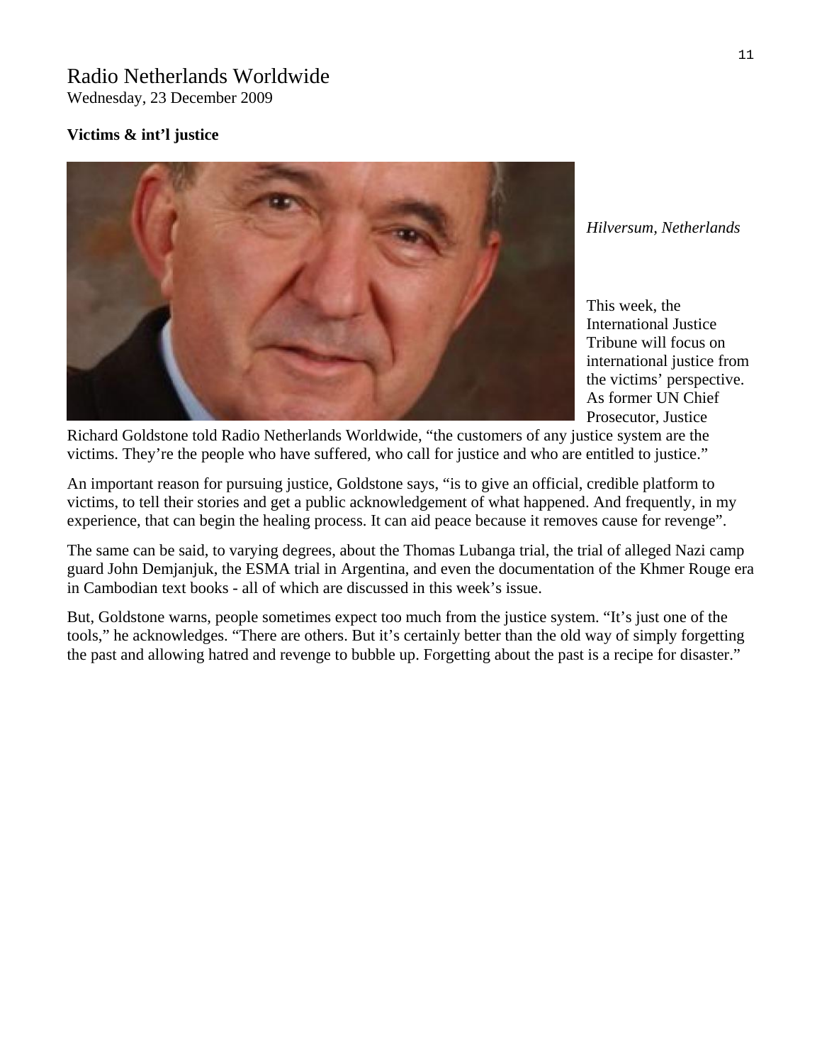# Radio Netherlands Worldwide

Wednesday, 23 December 2009

**Victims & int'l justice**

*Hilversum, Netherlands*

This week, the International Justice Tribune will focus on international justice from the victims' perspective. As former UN Chief Prosecutor, Justice Richard Goldstone told Radio Netherlands Worldwide, "the customers of any justice system are the victims. They're the people who have suffered, who call for justice and who are entitled to justice."

An important reason for pursuing justice, Goldstone says, "is to give an official, credible platform to victims, to tell their stories and get a public acknowledgement of what happened. And frequently, in my experience, that can begin the healing process. It can aid peace because it removes cause for revenge".

The same can be said, to varying degrees, about the Thomas Lubanga trial, the trial of alleged Nazi camp guard John Demjanjuk, the ESMA trial in Argentina, and even the documentation of the Khmer Rouge era in Cambodian text books - all of which are discussed in this week's issue.

But, Goldstone warns, people sometimes expect too much from the justice system. "It's just one of the tools," he acknowledges. "There are others. But it's certainly better than the old way of simply forgetting the past and allowing hatred and revenge to bubble up. Forgetting about the past is a recipe for disaster."